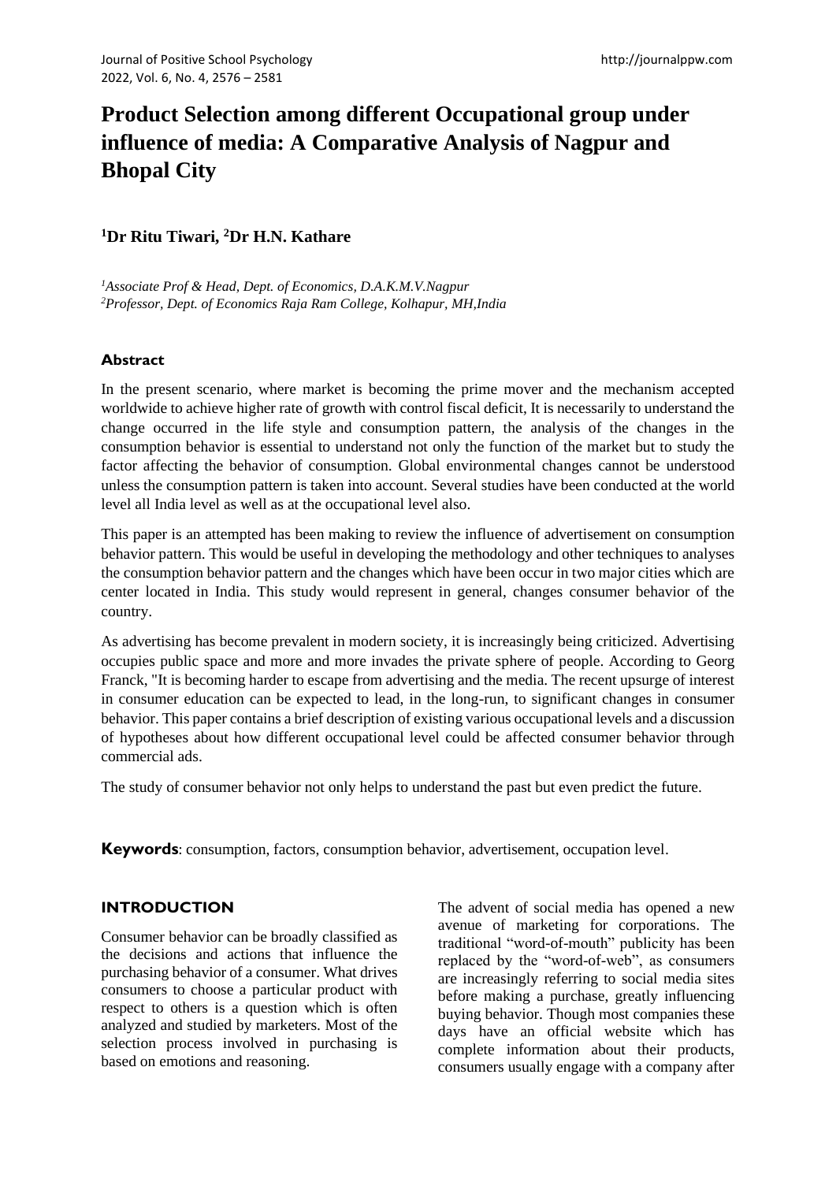# Product Selection among different Occupational group under influence of media: A Comparative Analysis of Nagpur and Bhopal City

**[1]Dr Ritu Tiwari, [2]Dr H.N. Kathare**

*[1]Associate Prof & Head, Dept. of Economics, D.A.K.M.V.Nagpur*
*[2]Professor, Dept. of Economics Raja Ram College, Kolhapur, MH,India*

## Abstract

In the present scenario, where market is becoming the prime mover and the mechanism accepted worldwide to achieve higher rate of growth with control fiscal deficit, It is necessarily to understand the change occurred in the life style and consumption pattern, the analysis of the changes in the consumption behavior is essential to understand not only the function of the market but to study the factor affecting the behavior of consumption. Global environmental changes cannot be understood unless the consumption pattern is taken into account. Several studies have been conducted at the world level all India level as well as at the occupational level also.

This paper is an attempted has been making to review the influence of advertisement on consumption behavior pattern. This would be useful in developing the methodology and other techniques to analyses the consumption behavior pattern and the changes which have been occur in two major cities which are center located in India. This study would represent in general, changes consumer behavior of the country.

As advertising has become prevalent in modern society, it is increasingly being criticized. Advertising occupies public space and more and more invades the private sphere of people. According to Georg Franck, "It is becoming harder to escape from advertising and the media. The recent upsurge of interest in consumer education can be expected to lead, in the long-run, to significant changes in consumer behavior. This paper contains a brief description of existing various occupational levels and a discussion of hypotheses about how different occupational level could be affected consumer behavior through commercial ads.

The study of consumer behavior not only helps to understand the past but even predict the future.

**Keywords**: consumption, factors, consumption behavior, advertisement, occupation level.

## INTRODUCTION

Consumer behavior can be broadly classified as the decisions and actions that influence the purchasing behavior of a consumer. What drives consumers to choose a particular product with respect to others is a question which is often analyzed and studied by marketers. Most of the selection process involved in purchasing is based on emotions and reasoning.

The advent of social media has opened a new avenue of marketing for corporations. The traditional "word-of-mouth" publicity has been replaced by the "word-of-web", as consumers are increasingly referring to social media sites before making a purchase, greatly influencing buying behavior. Though most companies these days have an official website which has complete information about their products, consumers usually engage with a company after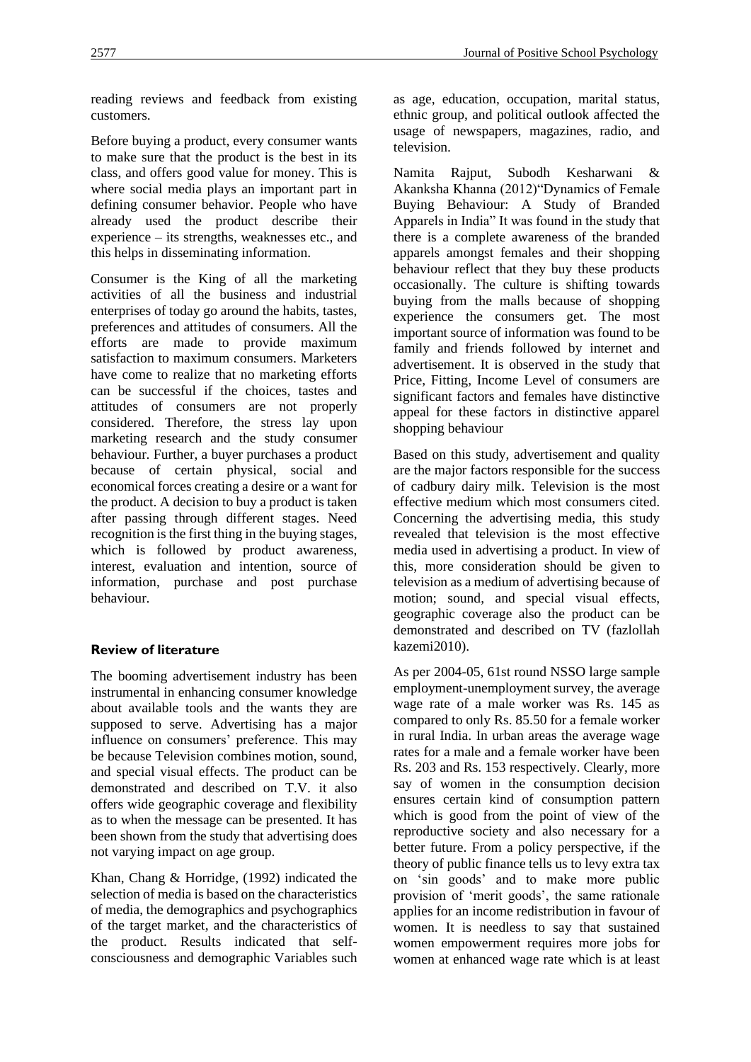reading reviews and feedback from existing customers.

Before buying a product, every consumer wants to make sure that the product is the best in its class, and offers good value for money. This is where social media plays an important part in defining consumer behavior. People who have already used the product describe their experience – its strengths, weaknesses etc., and this helps in disseminating information.

Consumer is the King of all the marketing activities of all the business and industrial enterprises of today go around the habits, tastes, preferences and attitudes of consumers. All the efforts are made to provide maximum satisfaction to maximum consumers. Marketers have come to realize that no marketing efforts can be successful if the choices, tastes and attitudes of consumers are not properly considered. Therefore, the stress lay upon marketing research and the study consumer behaviour. Further, a buyer purchases a product because of certain physical, social and economical forces creating a desire or a want for the product. A decision to buy a product is taken after passing through different stages. Need recognition is the first thing in the buying stages, which is followed by product awareness, interest, evaluation and intention, source of information, purchase and post purchase behaviour.

## Review of literature

The booming advertisement industry has been instrumental in enhancing consumer knowledge about available tools and the wants they are supposed to serve. Advertising has a major influence on consumers' preference. This may be because Television combines motion, sound, and special visual effects. The product can be demonstrated and described on T.V. it also offers wide geographic coverage and flexibility as to when the message can be presented. It has been shown from the study that advertising does not varying impact on age group.

Khan, Chang & Horridge, (1992) indicated the selection of media is based on the characteristics of media, the demographics and psychographics of the target market, and the characteristics of the product. Results indicated that self-consciousness and demographic Variables such as age, education, occupation, marital status, ethnic group, and political outlook affected the usage of newspapers, magazines, radio, and television.

Namita Rajput, Subodh Kesharwani & Akanksha Khanna (2012)"Dynamics of Female Buying Behaviour: A Study of Branded Apparels in India" It was found in the study that there is a complete awareness of the branded apparels amongst females and their shopping behaviour reflect that they buy these products occasionally. The culture is shifting towards buying from the malls because of shopping experience the consumers get. The most important source of information was found to be family and friends followed by internet and advertisement. It is observed in the study that Price, Fitting, Income Level of consumers are significant factors and females have distinctive appeal for these factors in distinctive apparel shopping behaviour

Based on this study, advertisement and quality are the major factors responsible for the success of cadbury dairy milk. Television is the most effective medium which most consumers cited. Concerning the advertising media, this study revealed that television is the most effective media used in advertising a product. In view of this, more consideration should be given to television as a medium of advertising because of motion; sound, and special visual effects, geographic coverage also the product can be demonstrated and described on TV (fazlollah kazemi2010).

As per 2004-05, 61st round NSSO large sample employment-unemployment survey, the average wage rate of a male worker was Rs. 145 as compared to only Rs. 85.50 for a female worker in rural India. In urban areas the average wage rates for a male and a female worker have been Rs. 203 and Rs. 153 respectively. Clearly, more say of women in the consumption decision ensures certain kind of consumption pattern which is good from the point of view of the reproductive society and also necessary for a better future. From a policy perspective, if the theory of public finance tells us to levy extra tax on 'sin goods' and to make more public provision of 'merit goods', the same rationale applies for an income redistribution in favour of women. It is needless to say that sustained women empowerment requires more jobs for women at enhanced wage rate which is at least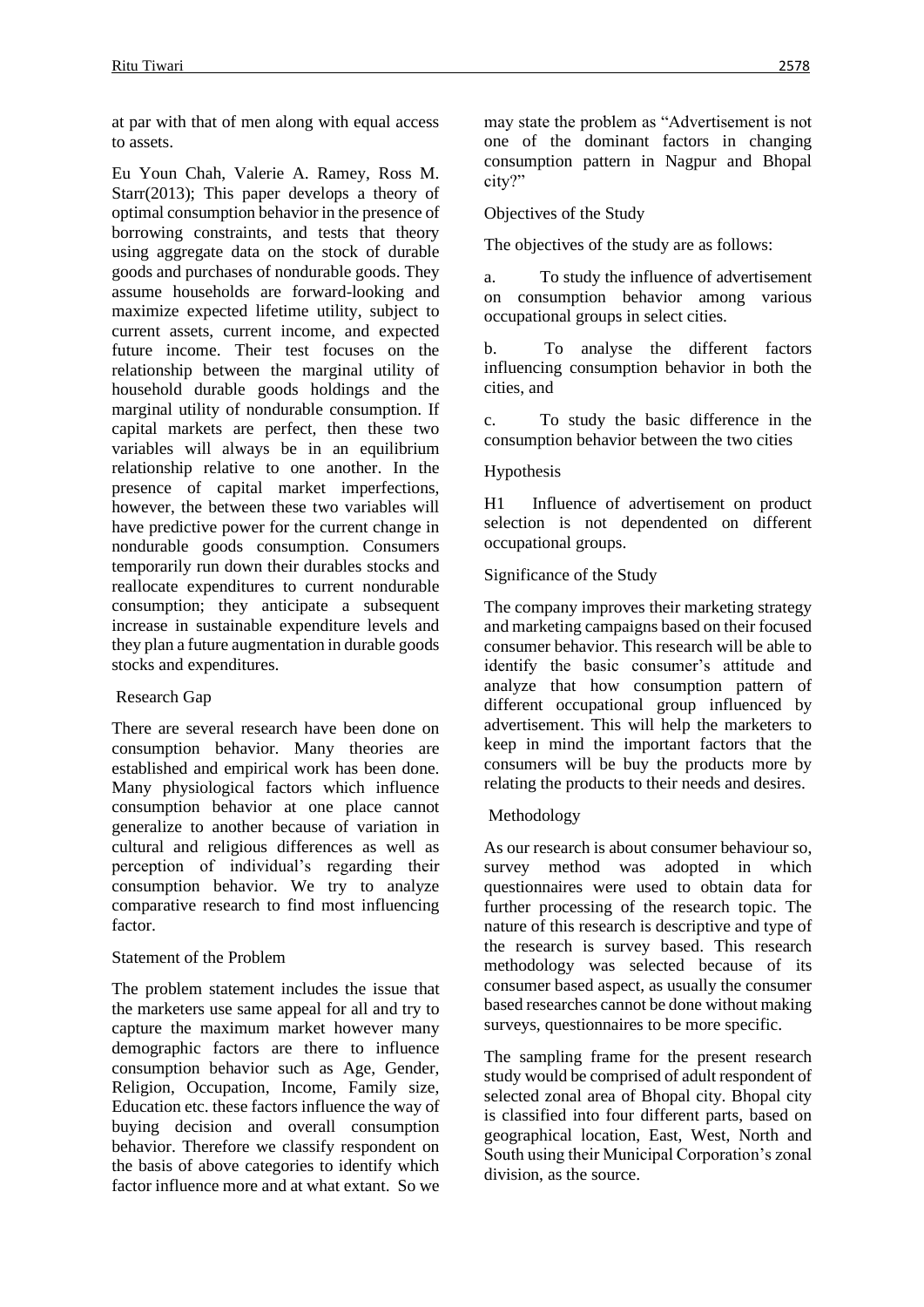at par with that of men along with equal access to assets.

Eu Youn Chah, Valerie A. Ramey, Ross M. Starr(2013); This paper develops a theory of optimal consumption behavior in the presence of borrowing constraints, and tests that theory using aggregate data on the stock of durable goods and purchases of nondurable goods. They assume households are forward-looking and maximize expected lifetime utility, subject to current assets, current income, and expected future income. Their test focuses on the relationship between the marginal utility of household durable goods holdings and the marginal utility of nondurable consumption. If capital markets are perfect, then these two variables will always be in an equilibrium relationship relative to one another. In the presence of capital market imperfections, however, the between these two variables will have predictive power for the current change in nondurable goods consumption. Consumers temporarily run down their durables stocks and reallocate expenditures to current nondurable consumption; they anticipate a subsequent increase in sustainable expenditure levels and they plan a future augmentation in durable goods stocks and expenditures.

## Research Gap

There are several research have been done on consumption behavior. Many theories are established and empirical work has been done. Many physiological factors which influence consumption behavior at one place cannot generalize to another because of variation in cultural and religious differences as well as perception of individual's regarding their consumption behavior. We try to analyze comparative research to find most influencing factor.

## Statement of the Problem

The problem statement includes the issue that the marketers use same appeal for all and try to capture the maximum market however many demographic factors are there to influence consumption behavior such as Age, Gender, Religion, Occupation, Income, Family size, Education etc. these factors influence the way of buying decision and overall consumption behavior. Therefore we classify respondent on the basis of above categories to identify which factor influence more and at what extant. So we may state the problem as "Advertisement is not one of the dominant factors in changing consumption pattern in Nagpur and Bhopal city?"

## Objectives of the Study

The objectives of the study are as follows:

a. To study the influence of advertisement on consumption behavior among various occupational groups in select cities.

b. To analyse the different factors influencing consumption behavior in both the cities, and

c. To study the basic difference in the consumption behavior between the two cities

## Hypothesis

H1 Influence of advertisement on product selection is not dependented on different occupational groups.

## Significance of the Study

The company improves their marketing strategy and marketing campaigns based on their focused consumer behavior. This research will be able to identify the basic consumer's attitude and analyze that how consumption pattern of different occupational group influenced by advertisement. This will help the marketers to keep in mind the important factors that the consumers will be buy the products more by relating the products to their needs and desires.

## Methodology

As our research is about consumer behaviour so, survey method was adopted in which questionnaires were used to obtain data for further processing of the research topic. The nature of this research is descriptive and type of the research is survey based. This research methodology was selected because of its consumer based aspect, as usually the consumer based researches cannot be done without making surveys, questionnaires to be more specific.

The sampling frame for the present research study would be comprised of adult respondent of selected zonal area of Bhopal city. Bhopal city is classified into four different parts, based on geographical location, East, West, North and South using their Municipal Corporation's zonal division, as the source.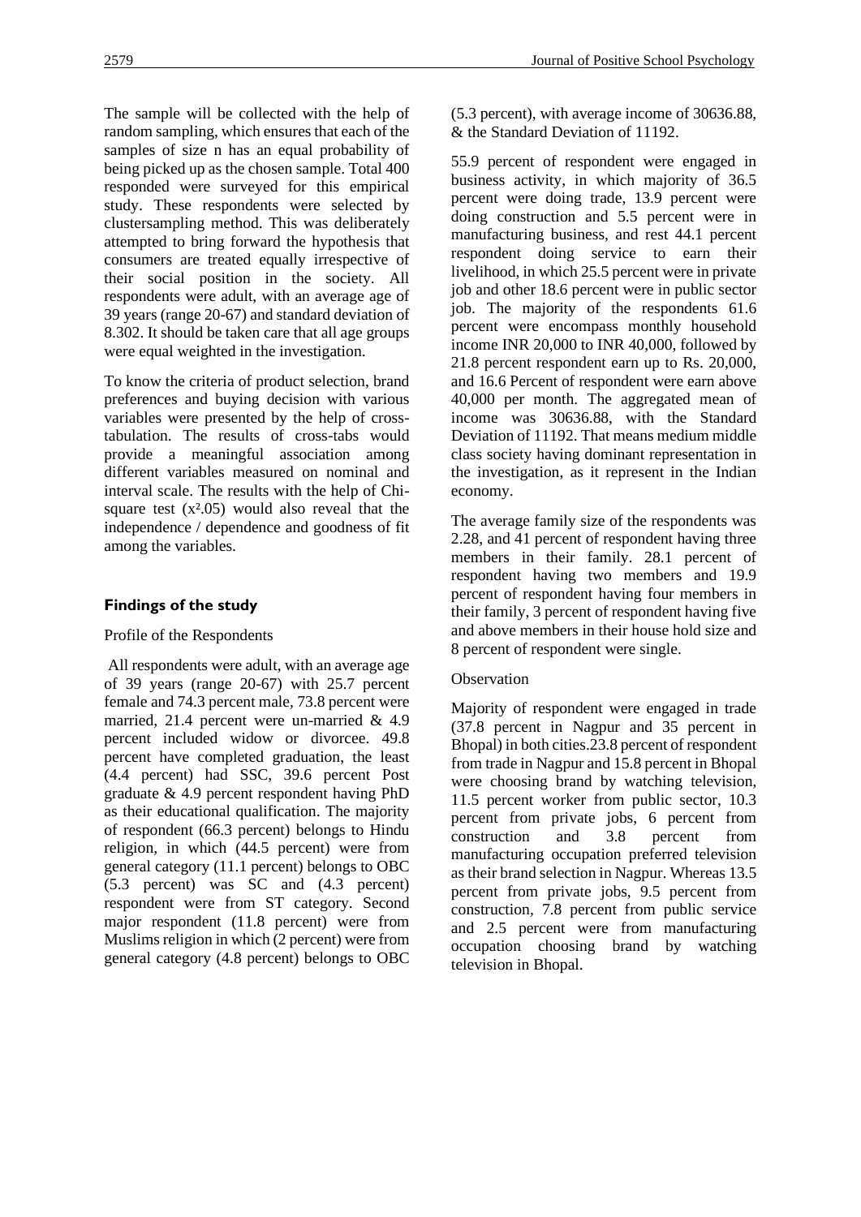The sample will be collected with the help of random sampling, which ensures that each of the samples of size n has an equal probability of being picked up as the chosen sample. Total 400 responded were surveyed for this empirical study. These respondents were selected by clustersampling method. This was deliberately attempted to bring forward the hypothesis that consumers are treated equally irrespective of their social position in the society. All respondents were adult, with an average age of 39 years (range 20-67) and standard deviation of 8.302. It should be taken care that all age groups were equal weighted in the investigation.

To know the criteria of product selection, brand preferences and buying decision with various variables were presented by the help of cross-tabulation. The results of cross-tabs would provide a meaningful association among different variables measured on nominal and interval scale. The results with the help of Chi-square test ($x^2$.05) would also reveal that the independence / dependence and goodness of fit among the variables.

## Findings of the study

Profile of the Respondents

All respondents were adult, with an average age of 39 years (range 20-67) with 25.7 percent female and 74.3 percent male, 73.8 percent were married, 21.4 percent were un-married & 4.9 percent included widow or divorcee. 49.8 percent have completed graduation, the least (4.4 percent) had SSC, 39.6 percent Post graduate & 4.9 percent respondent having PhD as their educational qualification. The majority of respondent (66.3 percent) belongs to Hindu religion, in which (44.5 percent) were from general category (11.1 percent) belongs to OBC (5.3 percent) was SC and (4.3 percent) respondent were from ST category. Second major respondent (11.8 percent) were from Muslims religion in which (2 percent) were from general category (4.8 percent) belongs to OBC (5.3 percent), with average income of 30636.88, & the Standard Deviation of 11192.

55.9 percent of respondent were engaged in business activity, in which majority of 36.5 percent were doing trade, 13.9 percent were doing construction and 5.5 percent were in manufacturing business, and rest 44.1 percent respondent doing service to earn their livelihood, in which 25.5 percent were in private job and other 18.6 percent were in public sector job. The majority of the respondents 61.6 percent were encompass monthly household income INR 20,000 to INR 40,000, followed by 21.8 percent respondent earn up to Rs. 20,000, and 16.6 Percent of respondent were earn above 40,000 per month. The aggregated mean of income was 30636.88, with the Standard Deviation of 11192. That means medium middle class society having dominant representation in the investigation, as it represent in the Indian economy.

The average family size of the respondents was 2.28, and 41 percent of respondent having three members in their family. 28.1 percent of respondent having two members and 19.9 percent of respondent having four members in their family, 3 percent of respondent having five and above members in their house hold size and 8 percent of respondent were single.

Observation

Majority of respondent were engaged in trade (37.8 percent in Nagpur and 35 percent in Bhopal) in both cities.23.8 percent of respondent from trade in Nagpur and 15.8 percent in Bhopal were choosing brand by watching television, 11.5 percent worker from public sector, 10.3 percent from private jobs, 6 percent from construction and 3.8 percent from manufacturing occupation preferred television as their brand selection in Nagpur. Whereas 13.5 percent from private jobs, 9.5 percent from construction, 7.8 percent from public service and 2.5 percent were from manufacturing occupation choosing brand by watching television in Bhopal.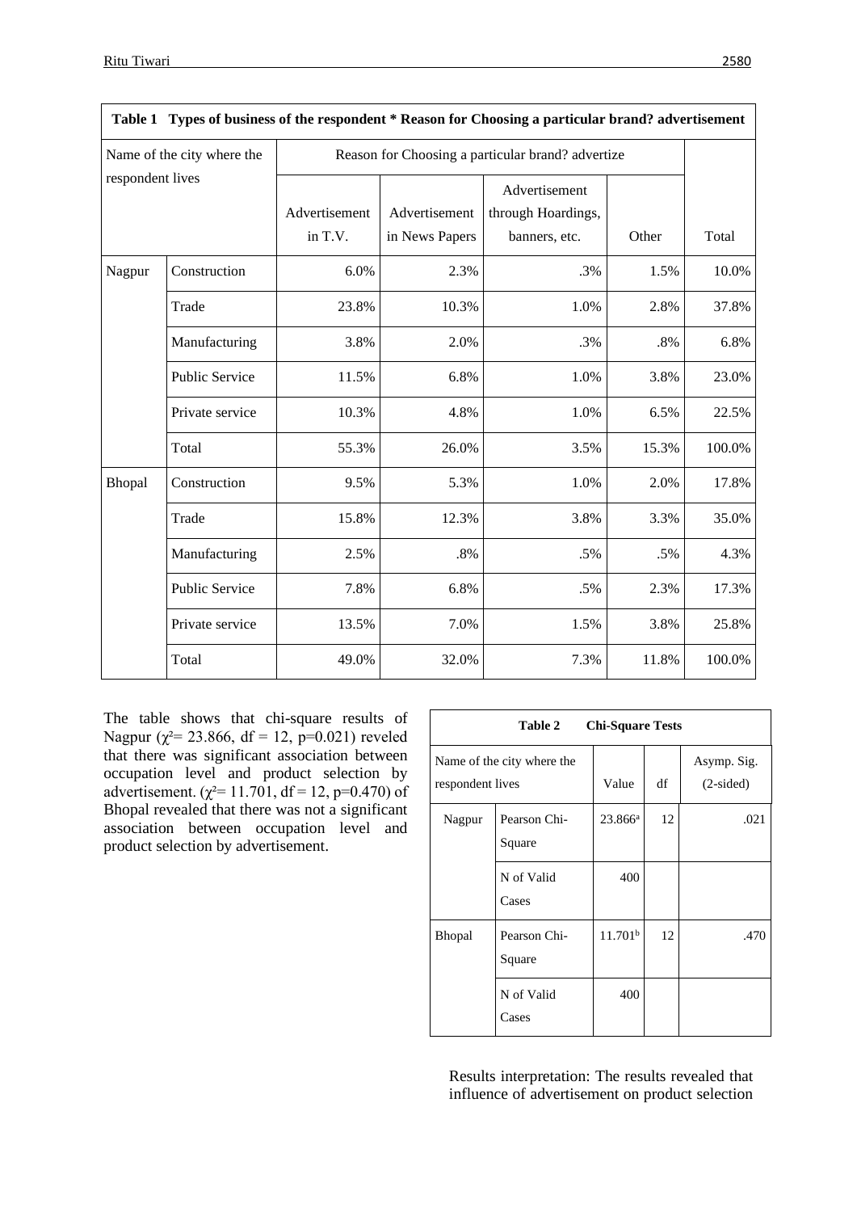**Table 1 Types of business of the respondent * Reason for Choosing a particular brand? advertisement**

| Name of the city where the respondent lives | | Reason for Choosing a particular brand? advertize | | | | Total |
|---|---|---|---|---|---|---|
| | | Advertisement in T.V. | Advertisement in News Papers | Advertisement through Hoardings, banners, etc. | Other | |
| Nagpur | Construction | 6.0% | 2.3% | .3% | 1.5% | 10.0% |
| | Trade | 23.8% | 10.3% | 1.0% | 2.8% | 37.8% |
| | Manufacturing | 3.8% | 2.0% | .3% | .8% | 6.8% |
| | Public Service | 11.5% | 6.8% | 1.0% | 3.8% | 23.0% |
| | Private service | 10.3% | 4.8% | 1.0% | 6.5% | 22.5% |
| | Total | 55.3% | 26.0% | 3.5% | 15.3% | 100.0% |
| Bhopal | Construction | 9.5% | 5.3% | 1.0% | 2.0% | 17.8% |
| | Trade | 15.8% | 12.3% | 3.8% | 3.3% | 35.0% |
| | Manufacturing | 2.5% | .8% | .5% | .5% | 4.3% |
| | Public Service | 7.8% | 6.8% | .5% | 2.3% | 17.3% |
| | Private service | 13.5% | 7.0% | 1.5% | 3.8% | 25.8% |
| | Total | 49.0% | 32.0% | 7.3% | 11.8% | 100.0% |

The table shows that chi-square results of Nagpur ($\chi^2$= 23.866, df = 12, p=0.021) reveled that there was significant association between occupation level and product selection by advertisement. ($\chi^2$= 11.701, df = 12, p=0.470) of Bhopal revealed that there was not a significant association between occupation level and product selection by advertisement.

**Table 2 Chi-Square Tests**

| Name of the city where the respondent lives | | Value | df | Asymp. Sig. (2-sided) |
|---|---|---|---|---|
| Nagpur | Pearson Chi-Square | 23.866[a] | 12 | .021 |
| | N of Valid Cases | 400 | | |
| Bhopal | Pearson Chi-Square | 11.701[b] | 12 | .470 |
| | N of Valid Cases | 400 | | |

Results interpretation: The results revealed that influence of advertisement on product selection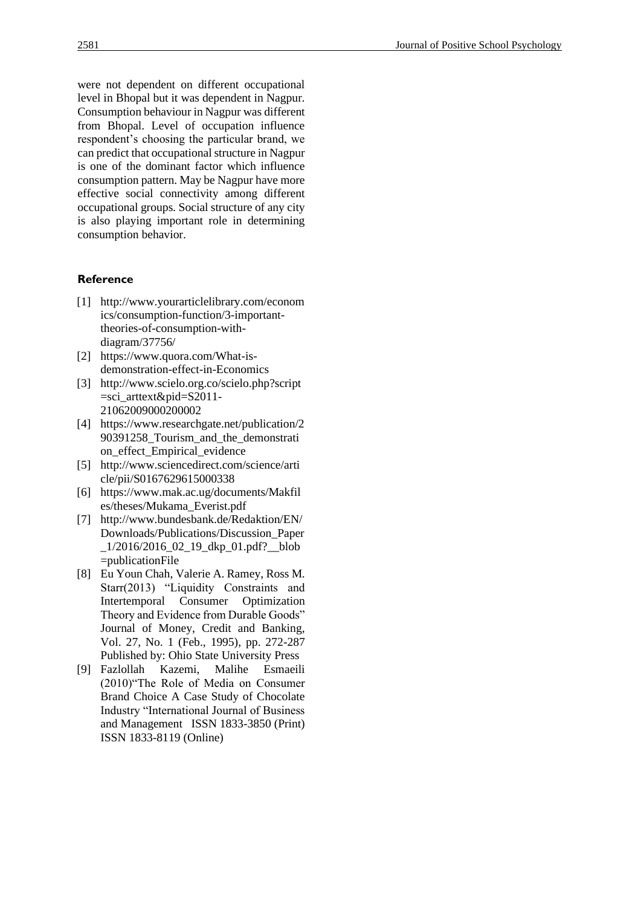were not dependent on different occupational level in Bhopal but it was dependent in Nagpur. Consumption behaviour in Nagpur was different from Bhopal. Level of occupation influence respondent's choosing the particular brand, we can predict that occupational structure in Nagpur is one of the dominant factor which influence consumption pattern. May be Nagpur have more effective social connectivity among different occupational groups. Social structure of any city is also playing important role in determining consumption behavior.

## Reference

[1] http://www.yourarticlelibrary.com/economics/consumption-function/3-important-theories-of-consumption-with-diagram/37756/

[2] https://www.quora.com/What-is-demonstration-effect-in-Economics

[3] http://www.scielo.org.co/scielo.php?script=sci_arttext&pid=S2011-21062009000200002

[4] https://www.researchgate.net/publication/290391258_Tourism_and_the_demonstration_effect_Empirical_evidence

[5] http://www.sciencedirect.com/science/article/pii/S0167629615000338

[6] https://www.mak.ac.ug/documents/Makfiles/theses/Mukama_Everist.pdf

[7] http://www.bundesbank.de/Redaktion/EN/Downloads/Publications/Discussion_Paper_1/2016/2016_02_19_dkp_01.pdf?__blob=publicationFile

[8] Eu Youn Chah, Valerie A. Ramey, Ross M. Starr(2013) "Liquidity Constraints and Intertemporal Consumer Optimization Theory and Evidence from Durable Goods" Journal of Money, Credit and Banking, Vol. 27, No. 1 (Feb., 1995), pp. 272-287 Published by: Ohio State University Press

[9] Fazlollah Kazemi, Malihe Esmaeili (2010)"The Role of Media on Consumer Brand Choice A Case Study of Chocolate Industry "International Journal of Business and Management ISSN 1833-3850 (Print) ISSN 1833-8119 (Online)